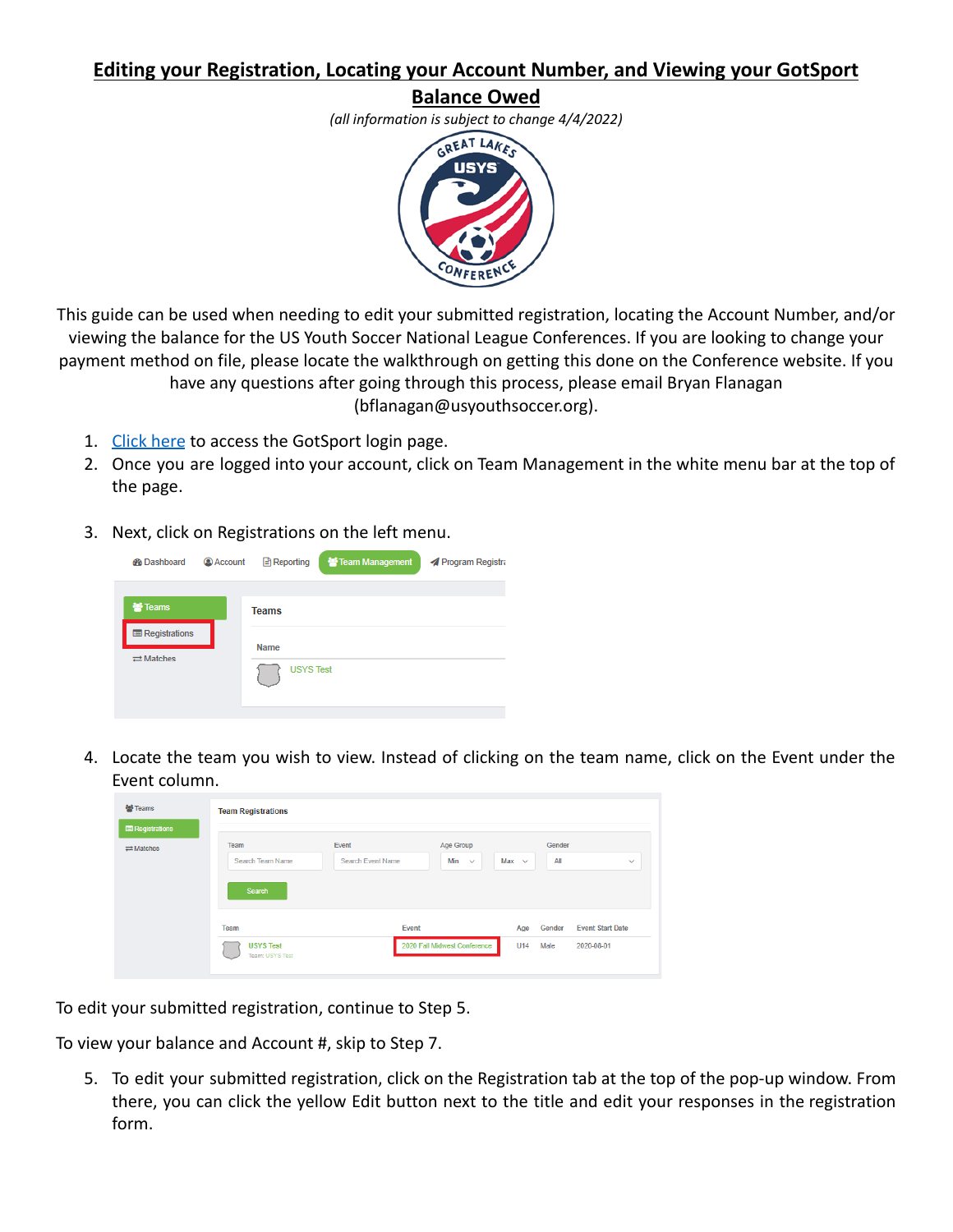# Editing your Registration, Locating your Account Number, and Viewing your GotSport Balance Owed

*(all information is subject to change 4/4/2022)*

This guide can be used when needing to edit your submitted registration, locating the Account Number, and/or viewing the balance for the US Youth Soccer National League Conferences. If you are looking to change your payment method on file, please locate the walkthrough on getting this done on the Conference website. If you have any questions after going through this process, please email Bryan Flanagan (bflanagan@usyouthsoccer.org).

1. Click here to access the GotSport login page.
2. Once you are logged into your account, click on Team Management in the white menu bar at the top of the page.
3. Next, click on Registrations on the left menu.
4. Locate the team you wish to view. Instead of clicking on the team name, click on the Event under the Event column.

To edit your submitted registration, continue to Step 5.

To view your balance and Account #, skip to Step 7.

5. To edit your submitted registration, click on the Registration tab at the top of the pop-up window. From there, you can click the yellow Edit button next to the title and edit your responses in the registration form.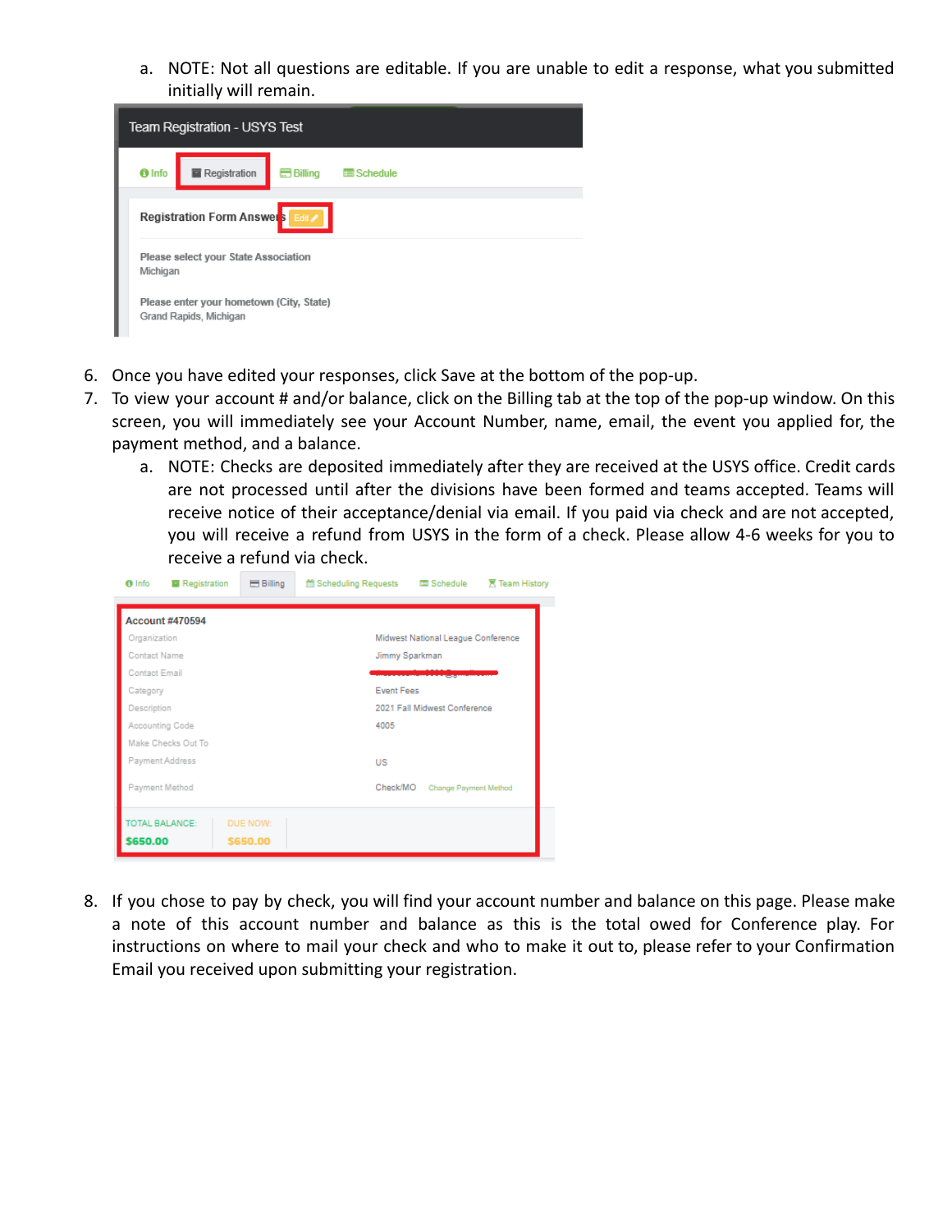a. NOTE: Not all questions are editable. If you are unable to edit a response, what you submitted initially will remain.

6. Once you have edited your responses, click Save at the bottom of the pop-up.
7. To view your account # and/or balance, click on the Billing tab at the top of the pop-up window. On this screen, you will immediately see your Account Number, name, email, the event you applied for, the payment method, and a balance.
   a. NOTE: Checks are deposited immediately after they are received at the USYS office. Credit cards are not processed until after the divisions have been formed and teams accepted. Teams will receive notice of their acceptance/denial via email. If you paid via check and are not accepted, you will receive a refund from USYS in the form of a check. Please allow 4-6 weeks for you to receive a refund via check.

8. If you chose to pay by check, you will find your account number and balance on this page. Please make a note of this account number and balance as this is the total owed for Conference play. For instructions on where to mail your check and who to make it out to, please refer to your Confirmation Email you received upon submitting your registration.